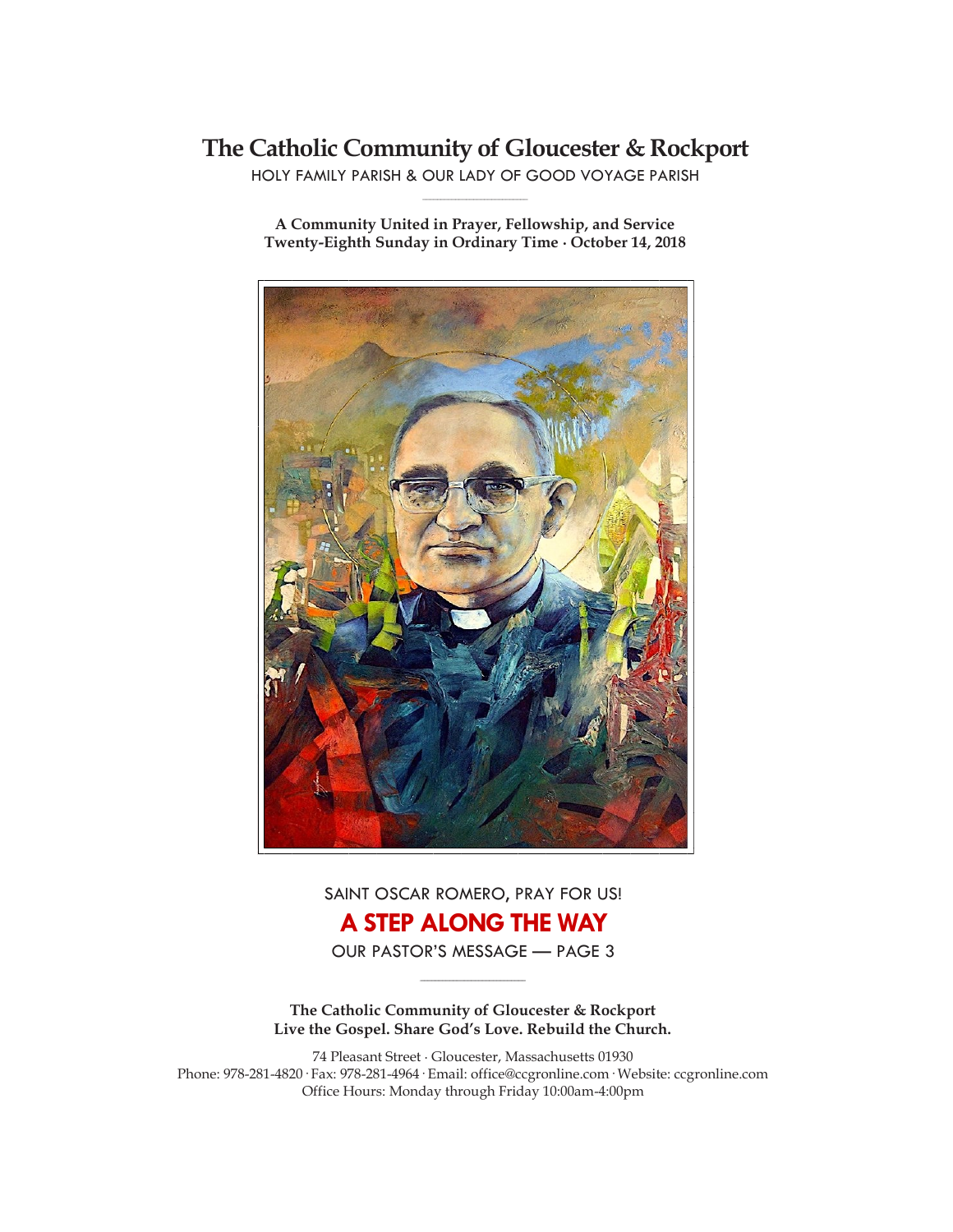# The Catholic Community of Gloucester & Rockport

HOLY FAMILY PARISH & OUR LADY OF GOOD VOYAGE PARISH

**A Community United in Prayer, Fellowship, and Service**
**Twenty-Eighth Sunday in Ordinary Time · October 14, 2018**

SAINT OSCAR ROMERO, PRAY FOR US!

## A STEP ALONG THE WAY

OUR PASTOR'S MESSAGE — PAGE 3

**The Catholic Community of Gloucester & Rockport**
**Live the Gospel. Share God's Love. Rebuild the Church.**

74 Pleasant Street · Gloucester, Massachusetts 01930
Phone: 978-281-4820 · Fax: 978-281-4964 · Email: office@ccgronline.com · Website: ccgronline.com
Office Hours: Monday through Friday 10:00am-4:00pm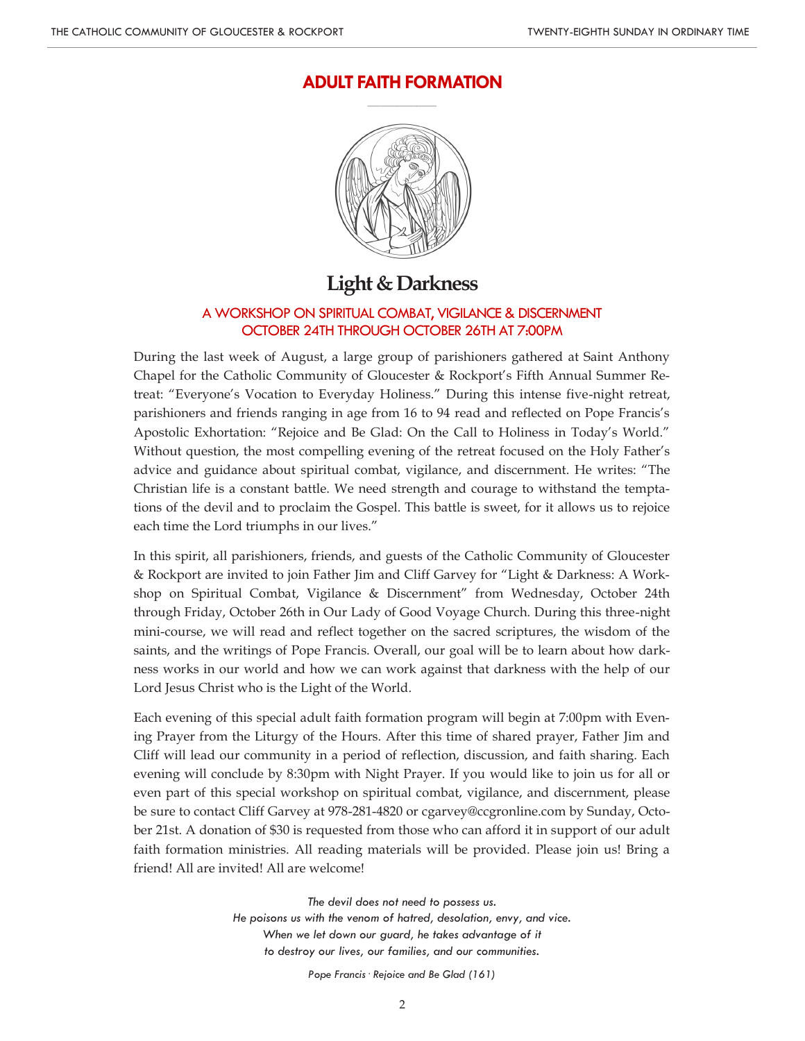# ADULT FAITH FORMATION

## Light & Darkness

### A WORKSHOP ON SPIRITUAL COMBAT, VIGILANCE & DISCERNMENT
### OCTOBER 24TH THROUGH OCTOBER 26TH AT 7:00PM

During the last week of August, a large group of parishioners gathered at Saint Anthony Chapel for the Catholic Community of Gloucester & Rockport's Fifth Annual Summer Retreat: "Everyone's Vocation to Everyday Holiness." During this intense five-night retreat, parishioners and friends ranging in age from 16 to 94 read and reflected on Pope Francis's Apostolic Exhortation: "Rejoice and Be Glad: On the Call to Holiness in Today's World." Without question, the most compelling evening of the retreat focused on the Holy Father's advice and guidance about spiritual combat, vigilance, and discernment. He writes: "The Christian life is a constant battle. We need strength and courage to withstand the temptations of the devil and to proclaim the Gospel. This battle is sweet, for it allows us to rejoice each time the Lord triumphs in our lives."

In this spirit, all parishioners, friends, and guests of the Catholic Community of Gloucester & Rockport are invited to join Father Jim and Cliff Garvey for "Light & Darkness: A Workshop on Spiritual Combat, Vigilance & Discernment" from Wednesday, October 24th through Friday, October 26th in Our Lady of Good Voyage Church. During this three-night mini-course, we will read and reflect together on the sacred scriptures, the wisdom of the saints, and the writings of Pope Francis. Overall, our goal will be to learn about how darkness works in our world and how we can work against that darkness with the help of our Lord Jesus Christ who is the Light of the World.

Each evening of this special adult faith formation program will begin at 7:00pm with Evening Prayer from the Liturgy of the Hours. After this time of shared prayer, Father Jim and Cliff will lead our community in a period of reflection, discussion, and faith sharing. Each evening will conclude by 8:30pm with Night Prayer. If you would like to join us for all or even part of this special workshop on spiritual combat, vigilance, and discernment, please be sure to contact Cliff Garvey at 978-281-4820 or cgarvey@ccgronline.com by Sunday, October 21st. A donation of $30 is requested from those who can afford it in support of our adult faith formation ministries. All reading materials will be provided. Please join us! Bring a friend! All are invited! All are welcome!

*The devil does not need to possess us.*
*He poisons us with the venom of hatred, desolation, envy, and vice.*
*When we let down our guard, he takes advantage of it*
*to destroy our lives, our families, and our communities.*

*Pope Francis · Rejoice and Be Glad (161)*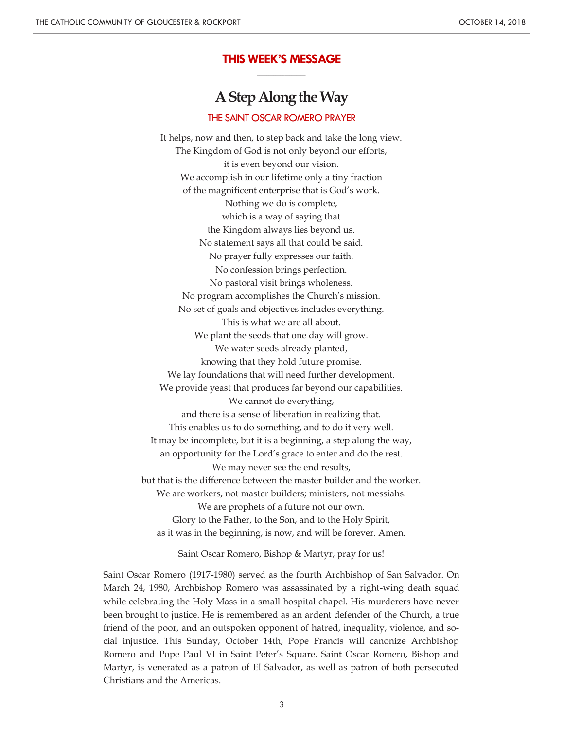## THIS WEEK'S MESSAGE

# A Step Along the Way

### THE SAINT OSCAR ROMERO PRAYER

It helps, now and then, to step back and take the long view.
The Kingdom of God is not only beyond our efforts,
it is even beyond our vision.
We accomplish in our lifetime only a tiny fraction
of the magnificent enterprise that is God's work.
Nothing we do is complete,
which is a way of saying that
the Kingdom always lies beyond us.
No statement says all that could be said.
No prayer fully expresses our faith.
No confession brings perfection.
No pastoral visit brings wholeness.
No program accomplishes the Church's mission.
No set of goals and objectives includes everything.
This is what we are all about.
We plant the seeds that one day will grow.
We water seeds already planted,
knowing that they hold future promise.
We lay foundations that will need further development.
We provide yeast that produces far beyond our capabilities.
We cannot do everything,
and there is a sense of liberation in realizing that.
This enables us to do something, and to do it very well.
It may be incomplete, but it is a beginning, a step along the way,
an opportunity for the Lord's grace to enter and do the rest.
We may never see the end results,
but that is the difference between the master builder and the worker.
We are workers, not master builders; ministers, not messiahs.
We are prophets of a future not our own.
Glory to the Father, to the Son, and to the Holy Spirit,
as it was in the beginning, is now, and will be forever. Amen.

Saint Oscar Romero, Bishop & Martyr, pray for us!

Saint Oscar Romero (1917-1980) served as the fourth Archbishop of San Salvador. On March 24, 1980, Archbishop Romero was assassinated by a right-wing death squad while celebrating the Holy Mass in a small hospital chapel. His murderers have never been brought to justice. He is remembered as an ardent defender of the Church, a true friend of the poor, and an outspoken opponent of hatred, inequality, violence, and social injustice. This Sunday, October 14th, Pope Francis will canonize Archbishop Romero and Pope Paul VI in Saint Peter's Square. Saint Oscar Romero, Bishop and Martyr, is venerated as a patron of El Salvador, as well as patron of both persecuted Christians and the Americas.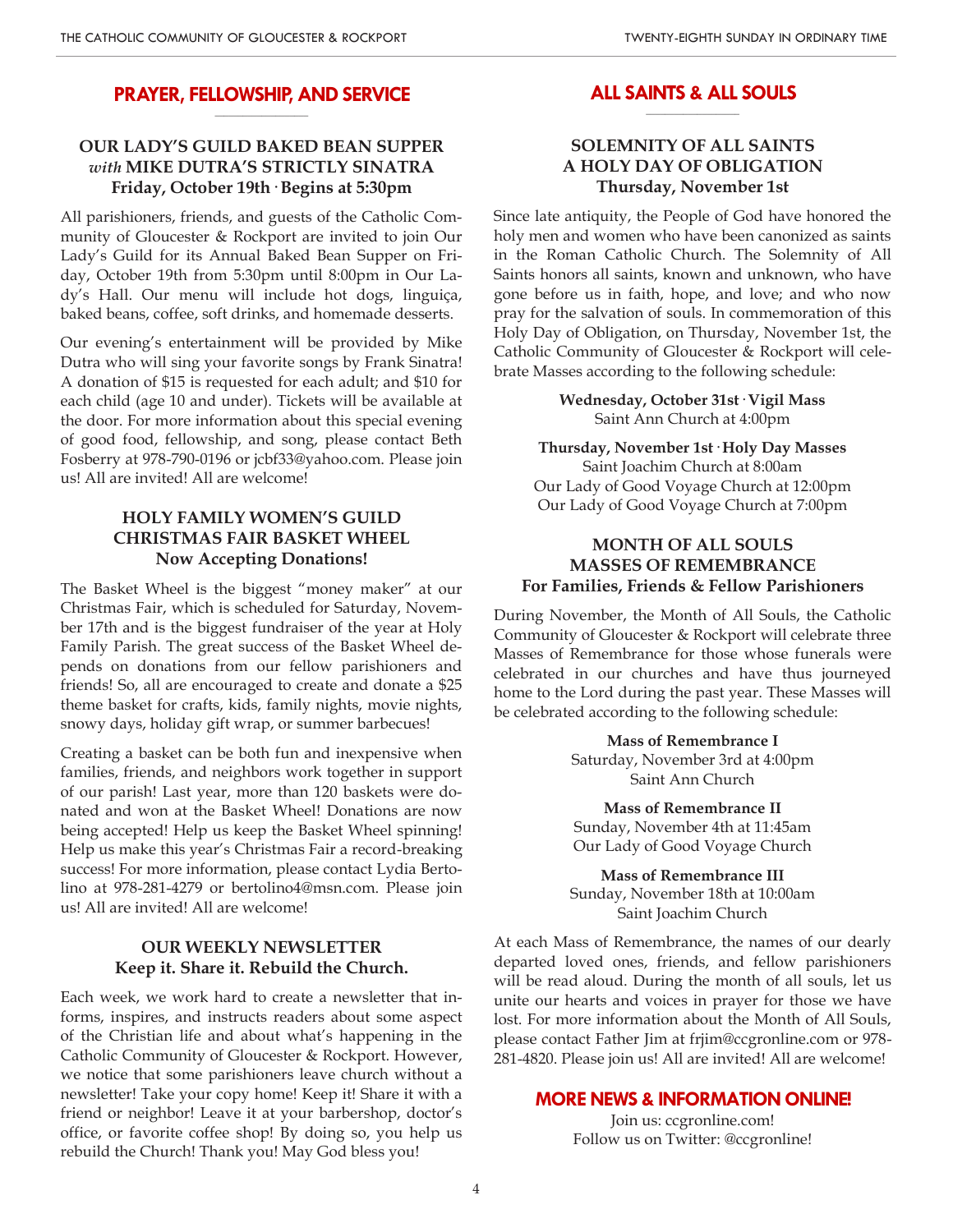## PRAYER, FELLOWSHIP, AND SERVICE

### OUR LADY'S GUILD BAKED BEAN SUPPER *with* MIKE DUTRA'S STRICTLY SINATRA
**Friday, October 19th · Begins at 5:30pm**

All parishioners, friends, and guests of the Catholic Community of Gloucester & Rockport are invited to join Our Lady's Guild for its Annual Baked Bean Supper on Friday, October 19th from 5:30pm until 8:00pm in Our Lady's Hall. Our menu will include hot dogs, linguiça, baked beans, coffee, soft drinks, and homemade desserts.

Our evening's entertainment will be provided by Mike Dutra who will sing your favorite songs by Frank Sinatra! A donation of $15 is requested for each adult; and $10 for each child (age 10 and under). Tickets will be available at the door. For more information about this special evening of good food, fellowship, and song, please contact Beth Fosberry at 978-790-0196 or jcbf33@yahoo.com. Please join us! All are invited! All are welcome!

### HOLY FAMILY WOMEN'S GUILD CHRISTMAS FAIR BASKET WHEEL
**Now Accepting Donations!**

The Basket Wheel is the biggest "money maker" at our Christmas Fair, which is scheduled for Saturday, November 17th and is the biggest fundraiser of the year at Holy Family Parish. The great success of the Basket Wheel depends on donations from our fellow parishioners and friends! So, all are encouraged to create and donate a $25 theme basket for crafts, kids, family nights, movie nights, snowy days, holiday gift wrap, or summer barbecues!

Creating a basket can be both fun and inexpensive when families, friends, and neighbors work together in support of our parish! Last year, more than 120 baskets were donated and won at the Basket Wheel! Donations are now being accepted! Help us keep the Basket Wheel spinning! Help us make this year's Christmas Fair a record-breaking success! For more information, please contact Lydia Bertolino at 978-281-4279 or bertolino4@msn.com. Please join us! All are invited! All are welcome!

### OUR WEEKLY NEWSLETTER
**Keep it. Share it. Rebuild the Church.**

Each week, we work hard to create a newsletter that informs, inspires, and instructs readers about some aspect of the Christian life and about what's happening in the Catholic Community of Gloucester & Rockport. However, we notice that some parishioners leave church without a newsletter! Take your copy home! Keep it! Share it with a friend or neighbor! Leave it at your barbershop, doctor's office, or favorite coffee shop! By doing so, you help us rebuild the Church! Thank you! May God bless you!

## ALL SAINTS & ALL SOULS

### SOLEMNITY OF ALL SAINTS
### A HOLY DAY OF OBLIGATION
**Thursday, November 1st**

Since late antiquity, the People of God have honored the holy men and women who have been canonized as saints in the Roman Catholic Church. The Solemnity of All Saints honors all saints, known and unknown, who have gone before us in faith, hope, and love; and who now pray for the salvation of souls. In commemoration of this Holy Day of Obligation, on Thursday, November 1st, the Catholic Community of Gloucester & Rockport will celebrate Masses according to the following schedule:

**Wednesday, October 31st · Vigil Mass**
Saint Ann Church at 4:00pm

**Thursday, November 1st · Holy Day Masses**
Saint Joachim Church at 8:00am
Our Lady of Good Voyage Church at 12:00pm
Our Lady of Good Voyage Church at 7:00pm

### MONTH OF ALL SOULS
### MASSES OF REMEMBRANCE
**For Families, Friends & Fellow Parishioners**

During November, the Month of All Souls, the Catholic Community of Gloucester & Rockport will celebrate three Masses of Remembrance for those whose funerals were celebrated in our churches and have thus journeyed home to the Lord during the past year. These Masses will be celebrated according to the following schedule:

**Mass of Remembrance I**
Saturday, November 3rd at 4:00pm
Saint Ann Church

**Mass of Remembrance II**
Sunday, November 4th at 11:45am
Our Lady of Good Voyage Church

**Mass of Remembrance III**
Sunday, November 18th at 10:00am
Saint Joachim Church

At each Mass of Remembrance, the names of our dearly departed loved ones, friends, and fellow parishioners will be read aloud. During the month of all souls, let us unite our hearts and voices in prayer for those we have lost. For more information about the Month of All Souls, please contact Father Jim at frjim@ccgronline.com or 978-281-4820. Please join us! All are invited! All are welcome!

## MORE NEWS & INFORMATION ONLINE!

Join us: ccgronline.com!
Follow us on Twitter: @ccgronline!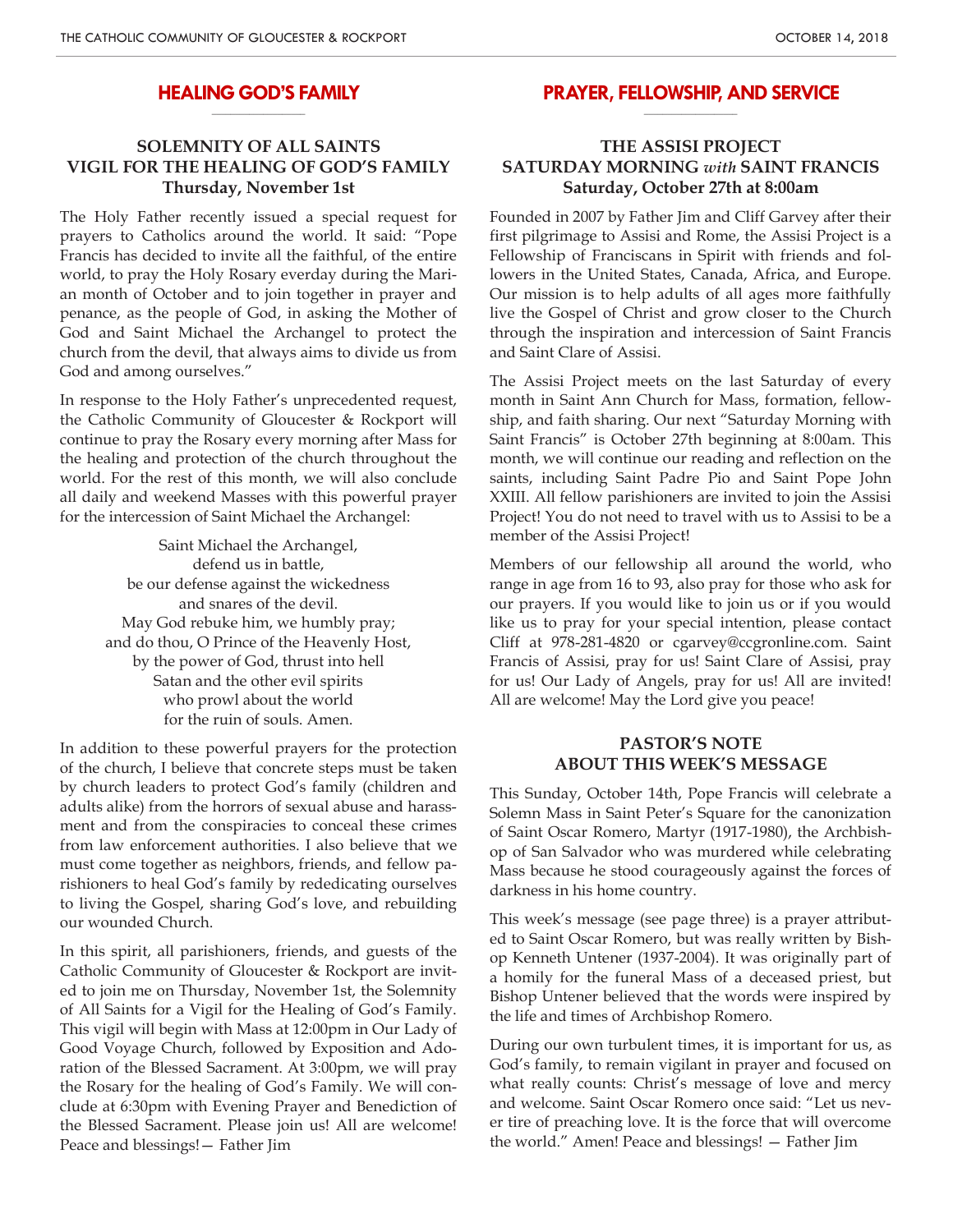## HEALING GOD'S FAMILY

### SOLEMNITY OF ALL SAINTS
### VIGIL FOR THE HEALING OF GOD'S FAMILY
### Thursday, November 1st

The Holy Father recently issued a special request for prayers to Catholics around the world. It said: "Pope Francis has decided to invite all the faithful, of the entire world, to pray the Holy Rosary everday during the Marian month of October and to join together in prayer and penance, as the people of God, in asking the Mother of God and Saint Michael the Archangel to protect the church from the devil, that always aims to divide us from God and among ourselves."

In response to the Holy Father's unprecedented request, the Catholic Community of Gloucester & Rockport will continue to pray the Rosary every morning after Mass for the healing and protection of the church throughout the world. For the rest of this month, we will also conclude all daily and weekend Masses with this powerful prayer for the intercession of Saint Michael the Archangel:

Saint Michael the Archangel,
defend us in battle,
be our defense against the wickedness
and snares of the devil.
May God rebuke him, we humbly pray;
and do thou, O Prince of the Heavenly Host,
by the power of God, thrust into hell
Satan and the other evil spirits
who prowl about the world
for the ruin of souls. Amen.

In addition to these powerful prayers for the protection of the church, I believe that concrete steps must be taken by church leaders to protect God's family (children and adults alike) from the horrors of sexual abuse and harassment and from the conspiracies to conceal these crimes from law enforcement authorities. I also believe that we must come together as neighbors, friends, and fellow parishioners to heal God's family by rededicating ourselves to living the Gospel, sharing God's love, and rebuilding our wounded Church.

In this spirit, all parishioners, friends, and guests of the Catholic Community of Gloucester & Rockport are invited to join me on Thursday, November 1st, the Solemnity of All Saints for a Vigil for the Healing of God's Family. This vigil will begin with Mass at 12:00pm in Our Lady of Good Voyage Church, followed by Exposition and Adoration of the Blessed Sacrament. At 3:00pm, we will pray the Rosary for the healing of God's Family. We will conclude at 6:30pm with Evening Prayer and Benediction of the Blessed Sacrament. Please join us! All are welcome! Peace and blessings!— Father Jim

## PRAYER, FELLOWSHIP, AND SERVICE

### THE ASSISI PROJECT
### SATURDAY MORNING *with* SAINT FRANCIS
### Saturday, October 27th at 8:00am

Founded in 2007 by Father Jim and Cliff Garvey after their first pilgrimage to Assisi and Rome, the Assisi Project is a Fellowship of Franciscans in Spirit with friends and followers in the United States, Canada, Africa, and Europe. Our mission is to help adults of all ages more faithfully live the Gospel of Christ and grow closer to the Church through the inspiration and intercession of Saint Francis and Saint Clare of Assisi.

The Assisi Project meets on the last Saturday of every month in Saint Ann Church for Mass, formation, fellowship, and faith sharing. Our next "Saturday Morning with Saint Francis" is October 27th beginning at 8:00am. This month, we will continue our reading and reflection on the saints, including Saint Padre Pio and Saint Pope John XXIII. All fellow parishioners are invited to join the Assisi Project! You do not need to travel with us to Assisi to be a member of the Assisi Project!

Members of our fellowship all around the world, who range in age from 16 to 93, also pray for those who ask for our prayers. If you would like to join us or if you would like us to pray for your special intention, please contact Cliff at 978-281-4820 or cgarvey@ccgronline.com. Saint Francis of Assisi, pray for us! Saint Clare of Assisi, pray for us! Our Lady of Angels, pray for us! All are invited! All are welcome! May the Lord give you peace!

### PASTOR'S NOTE
### ABOUT THIS WEEK'S MESSAGE

This Sunday, October 14th, Pope Francis will celebrate a Solemn Mass in Saint Peter's Square for the canonization of Saint Oscar Romero, Martyr (1917-1980), the Archbishop of San Salvador who was murdered while celebrating Mass because he stood courageously against the forces of darkness in his home country.

This week's message (see page three) is a prayer attributed to Saint Oscar Romero, but was really written by Bishop Kenneth Untener (1937-2004). It was originally part of a homily for the funeral Mass of a deceased priest, but Bishop Untener believed that the words were inspired by the life and times of Archbishop Romero.

During our own turbulent times, it is important for us, as God's family, to remain vigilant in prayer and focused on what really counts: Christ's message of love and mercy and welcome. Saint Oscar Romero once said: "Let us never tire of preaching love. It is the force that will overcome the world." Amen! Peace and blessings! — Father Jim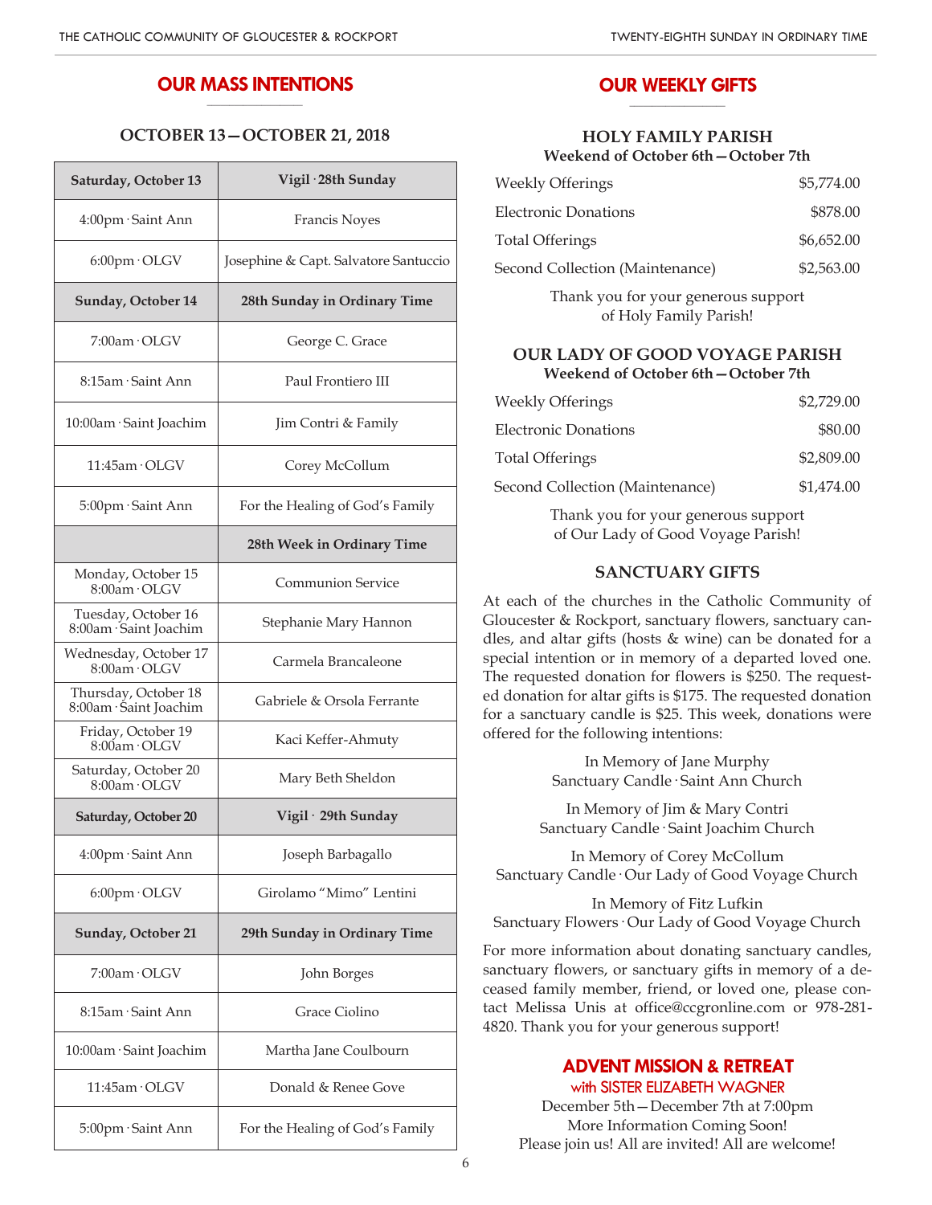## OUR MASS INTENTIONS

### OCTOBER 13—OCTOBER 21, 2018

| Saturday, October 13 | Vigil · 28th Sunday |
|---|---|
| 4:00pm · Saint Ann | Francis Noyes |
| 6:00pm · OLGV | Josephine & Capt. Salvatore Santuccio |
| **Sunday, October 14** | **28th Sunday in Ordinary Time** |
| 7:00am · OLGV | George C. Grace |
| 8:15am · Saint Ann | Paul Frontiero III |
| 10:00am · Saint Joachim | Jim Contri & Family |
| 11:45am · OLGV | Corey McCollum |
| 5:00pm · Saint Ann | For the Healing of God's Family |
| | **28th Week in Ordinary Time** |
| Monday, October 15 8:00am · OLGV | Communion Service |
| Tuesday, October 16 8:00am · Saint Joachim | Stephanie Mary Hannon |
| Wednesday, October 17 8:00am · OLGV | Carmela Brancaleone |
| Thursday, October 18 8:00am · Saint Joachim | Gabriele & Orsola Ferrante |
| Friday, October 19 8:00am · OLGV | Kaci Keffer-Ahmuty |
| Saturday, October 20 8:00am · OLGV | Mary Beth Sheldon |
| **Saturday, October 20** | **Vigil · 29th Sunday** |
| 4:00pm · Saint Ann | Joseph Barbagallo |
| 6:00pm · OLGV | Girolamo "Mimo" Lentini |
| **Sunday, October 21** | **29th Sunday in Ordinary Time** |
| 7:00am · OLGV | John Borges |
| 8:15am · Saint Ann | Grace Ciolino |
| 10:00am · Saint Joachim | Martha Jane Coulbourn |
| 11:45am · OLGV | Donald & Renee Gove |
| 5:00pm · Saint Ann | For the Healing of God's Family |

## OUR WEEKLY GIFTS

### HOLY FAMILY PARISH
**Weekend of October 6th—October 7th**

| | |
|---|---|
| Weekly Offerings | $5,774.00 |
| Electronic Donations | $878.00 |
| Total Offerings | $6,652.00 |
| Second Collection (Maintenance) | $2,563.00 |

Thank you for your generous support of Holy Family Parish!

### OUR LADY OF GOOD VOYAGE PARISH
**Weekend of October 6th—October 7th**

| | |
|---|---|
| Weekly Offerings | $2,729.00 |
| Electronic Donations | $80.00 |
| Total Offerings | $2,809.00 |
| Second Collection (Maintenance) | $1,474.00 |

Thank you for your generous support of Our Lady of Good Voyage Parish!

### SANCTUARY GIFTS

At each of the churches in the Catholic Community of Gloucester & Rockport, sanctuary flowers, sanctuary candles, and altar gifts (hosts & wine) can be donated for a special intention or in memory of a departed loved one. The requested donation for flowers is $250. The requested donation for altar gifts is $175. The requested donation for a sanctuary candle is $25. This week, donations were offered for the following intentions:

In Memory of Jane Murphy
Sanctuary Candle · Saint Ann Church

In Memory of Jim & Mary Contri
Sanctuary Candle · Saint Joachim Church

In Memory of Corey McCollum
Sanctuary Candle · Our Lady of Good Voyage Church

In Memory of Fitz Lufkin
Sanctuary Flowers · Our Lady of Good Voyage Church

For more information about donating sanctuary candles, sanctuary flowers, or sanctuary gifts in memory of a deceased family member, friend, or loved one, please contact Melissa Unis at office@ccgronline.com or 978-281-4820. Thank you for your generous support!

## ADVENT MISSION & RETREAT
### with SISTER ELIZABETH WAGNER

December 5th—December 7th at 7:00pm
More Information Coming Soon!
Please join us! All are invited! All are welcome!